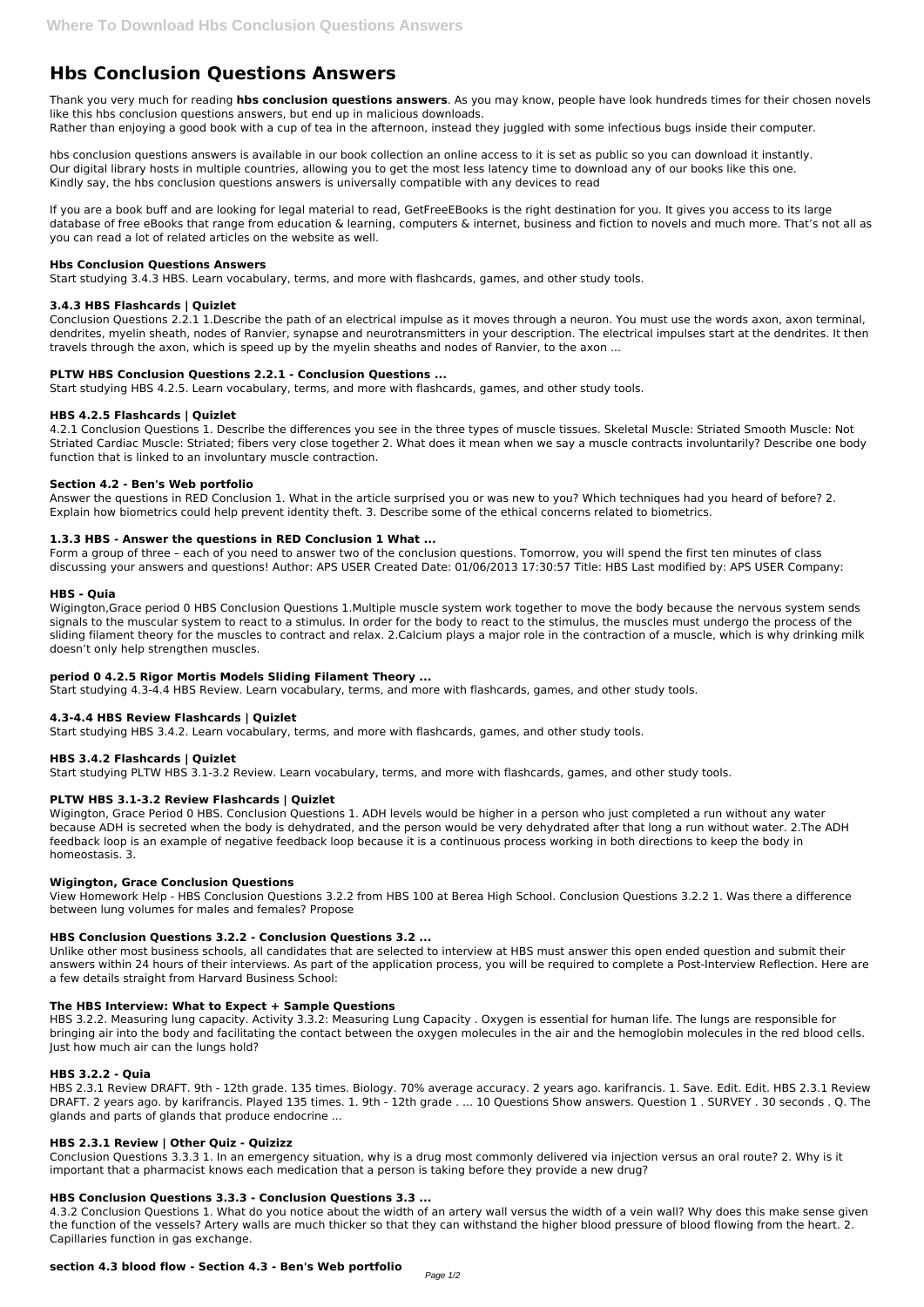# Hbs Conclusion Questions Answers

Thank you very much for reading **hbs conclusion questions answers**. As you may know, people have look hundreds times for their chosen novels like this hbs conclusion questions answers, but end up in malicious downloads.
Rather than enjoying a good book with a cup of tea in the afternoon, instead they juggled with some infectious bugs inside their computer.

hbs conclusion questions answers is available in our book collection an online access to it is set as public so you can download it instantly.
Our digital library hosts in multiple countries, allowing you to get the most less latency time to download any of our books like this one.
Kindly say, the hbs conclusion questions answers is universally compatible with any devices to read

If you are a book buff and are looking for legal material to read, GetFreeEBooks is the right destination for you. It gives you access to its large database of free eBooks that range from education & learning, computers & internet, business and fiction to novels and much more. That's not all as you can read a lot of related articles on the website as well.

### Hbs Conclusion Questions Answers

Start studying 3.4.3 HBS. Learn vocabulary, terms, and more with flashcards, games, and other study tools.

### 3.4.3 HBS Flashcards | Quizlet

Conclusion Questions 2.2.1 1.Describe the path of an electrical impulse as it moves through a neuron. You must use the words axon, axon terminal, dendrites, myelin sheath, nodes of Ranvier, synapse and neurotransmitters in your description. The electrical impulses start at the dendrites. It then travels through the axon, which is speed up by the myelin sheaths and nodes of Ranvier, to the axon ...

### PLTW HBS Conclusion Questions 2.2.1 - Conclusion Questions ...

Start studying HBS 4.2.5. Learn vocabulary, terms, and more with flashcards, games, and other study tools.

### HBS 4.2.5 Flashcards | Quizlet

4.2.1 Conclusion Questions 1. Describe the differences you see in the three types of muscle tissues. Skeletal Muscle: Striated Smooth Muscle: Not Striated Cardiac Muscle: Striated; fibers very close together 2. What does it mean when we say a muscle contracts involuntarily? Describe one body function that is linked to an involuntary muscle contraction.

### Section 4.2 - Ben's Web portfolio

Answer the questions in RED Conclusion 1. What in the article surprised you or was new to you? Which techniques had you heard of before? 2. Explain how biometrics could help prevent identity theft. 3. Describe some of the ethical concerns related to biometrics.

### 1.3.3 HBS - Answer the questions in RED Conclusion 1 What ...

Form a group of three – each of you need to answer two of the conclusion questions. Tomorrow, you will spend the first ten minutes of class discussing your answers and questions! Author: APS USER Created Date: 01/06/2013 17:30:57 Title: HBS Last modified by: APS USER Company:

### HBS - Quia

Wigington,Grace period 0 HBS Conclusion Questions 1.Multiple muscle system work together to move the body because the nervous system sends signals to the muscular system to react to a stimulus. In order for the body to react to the stimulus, the muscles must undergo the process of the sliding filament theory for the muscles to contract and relax. 2.Calcium plays a major role in the contraction of a muscle, which is why drinking milk doesn't only help strengthen muscles.

### period 0 4.2.5 Rigor Mortis Models Sliding Filament Theory ...

Start studying 4.3-4.4 HBS Review. Learn vocabulary, terms, and more with flashcards, games, and other study tools.

### 4.3-4.4 HBS Review Flashcards | Quizlet

Start studying HBS 3.4.2. Learn vocabulary, terms, and more with flashcards, games, and other study tools.

### HBS 3.4.2 Flashcards | Quizlet

Start studying PLTW HBS 3.1-3.2 Review. Learn vocabulary, terms, and more with flashcards, games, and other study tools.

### PLTW HBS 3.1-3.2 Review Flashcards | Quizlet

Wigington, Grace Period 0 HBS. Conclusion Questions 1. ADH levels would be higher in a person who just completed a run without any water because ADH is secreted when the body is dehydrated, and the person would be very dehydrated after that long a run without water. 2.The ADH feedback loop is an example of negative feedback loop because it is a continuous process working in both directions to keep the body in homeostasis. 3.

### Wigington, Grace Conclusion Questions

View Homework Help - HBS Conclusion Questions 3.2.2 from HBS 100 at Berea High School. Conclusion Questions 3.2.2 1. Was there a difference between lung volumes for males and females? Propose

### HBS Conclusion Questions 3.2.2 - Conclusion Questions 3.2 ...

Unlike other most business schools, all candidates that are selected to interview at HBS must answer this open ended question and submit their answers within 24 hours of their interviews. As part of the application process, you will be required to complete a Post-Interview Reflection. Here are a few details straight from Harvard Business School:

### The HBS Interview: What to Expect + Sample Questions

HBS 3.2.2. Measuring lung capacity. Activity 3.3.2: Measuring Lung Capacity . Oxygen is essential for human life. The lungs are responsible for bringing air into the body and facilitating the contact between the oxygen molecules in the air and the hemoglobin molecules in the red blood cells. Just how much air can the lungs hold?

### HBS 3.2.2 - Quia

HBS 2.3.1 Review DRAFT. 9th - 12th grade. 135 times. Biology. 70% average accuracy. 2 years ago. karifrancis. 1. Save. Edit. Edit. HBS 2.3.1 Review DRAFT. 2 years ago. by karifrancis. Played 135 times. 1. 9th - 12th grade . ... 10 Questions Show answers. Question 1 . SURVEY . 30 seconds . Q. The glands and parts of glands that produce endocrine ...

### HBS 2.3.1 Review | Other Quiz - Quizizz

Conclusion Questions 3.3.3 1. In an emergency situation, why is a drug most commonly delivered via injection versus an oral route? 2. Why is it important that a pharmacist knows each medication that a person is taking before they provide a new drug?

### HBS Conclusion Questions 3.3.3 - Conclusion Questions 3.3 ...

4.3.2 Conclusion Questions 1. What do you notice about the width of an artery wall versus the width of a vein wall? Why does this make sense given the function of the vessels? Artery walls are much thicker so that they can withstand the higher blood pressure of blood flowing from the heart. 2. Capillaries function in gas exchange.

### section 4.3 blood flow - Section 4.3 - Ben's Web portfolio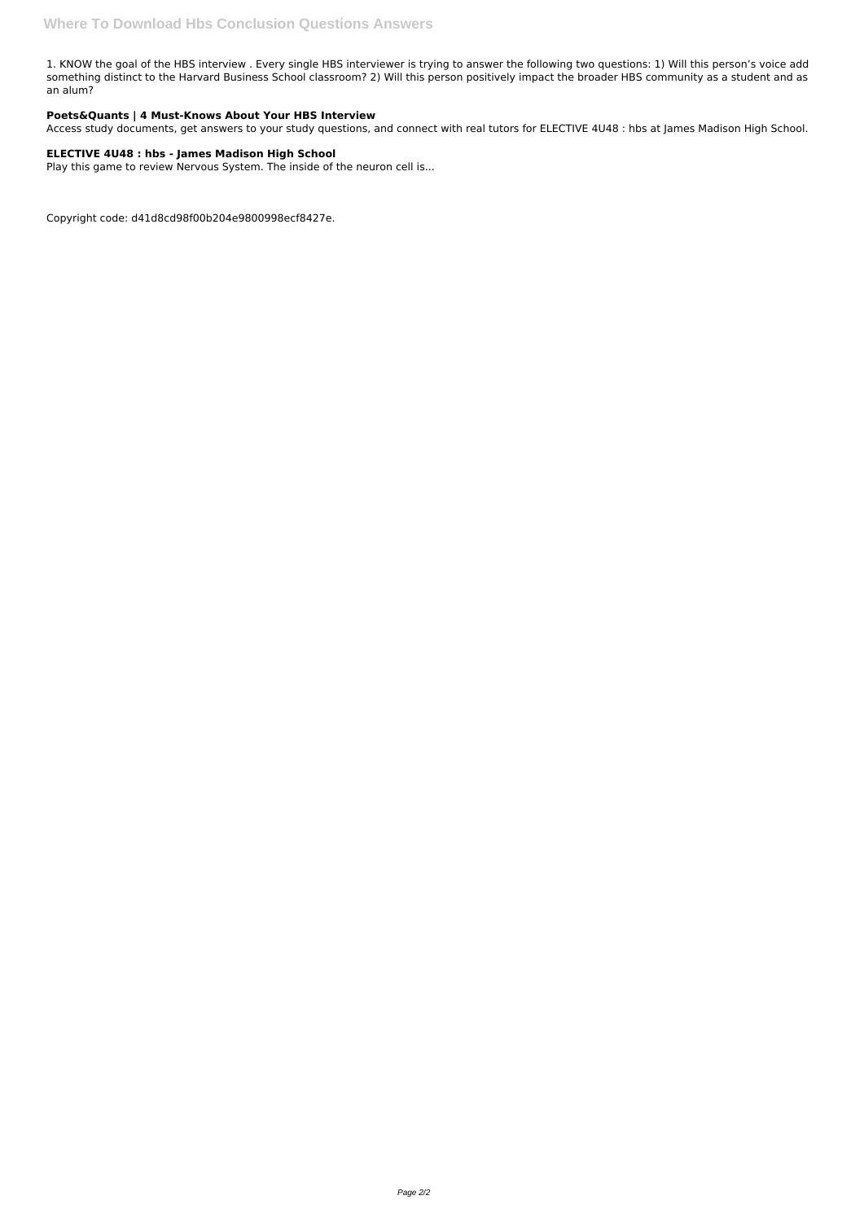1. KNOW the goal of the HBS interview . Every single HBS interviewer is trying to answer the following two questions: 1) Will this person's voice add something distinct to the Harvard Business School classroom? 2) Will this person positively impact the broader HBS community as a student and as an alum?

**Poets&Quants | 4 Must-Knows About Your HBS Interview**

Access study documents, get answers to your study questions, and connect with real tutors for ELECTIVE 4U48 : hbs at James Madison High School.

**ELECTIVE 4U48 : hbs - James Madison High School**

Play this game to review Nervous System. The inside of the neuron cell is...

Copyright code: d41d8cd98f00b204e9800998ecf8427e.